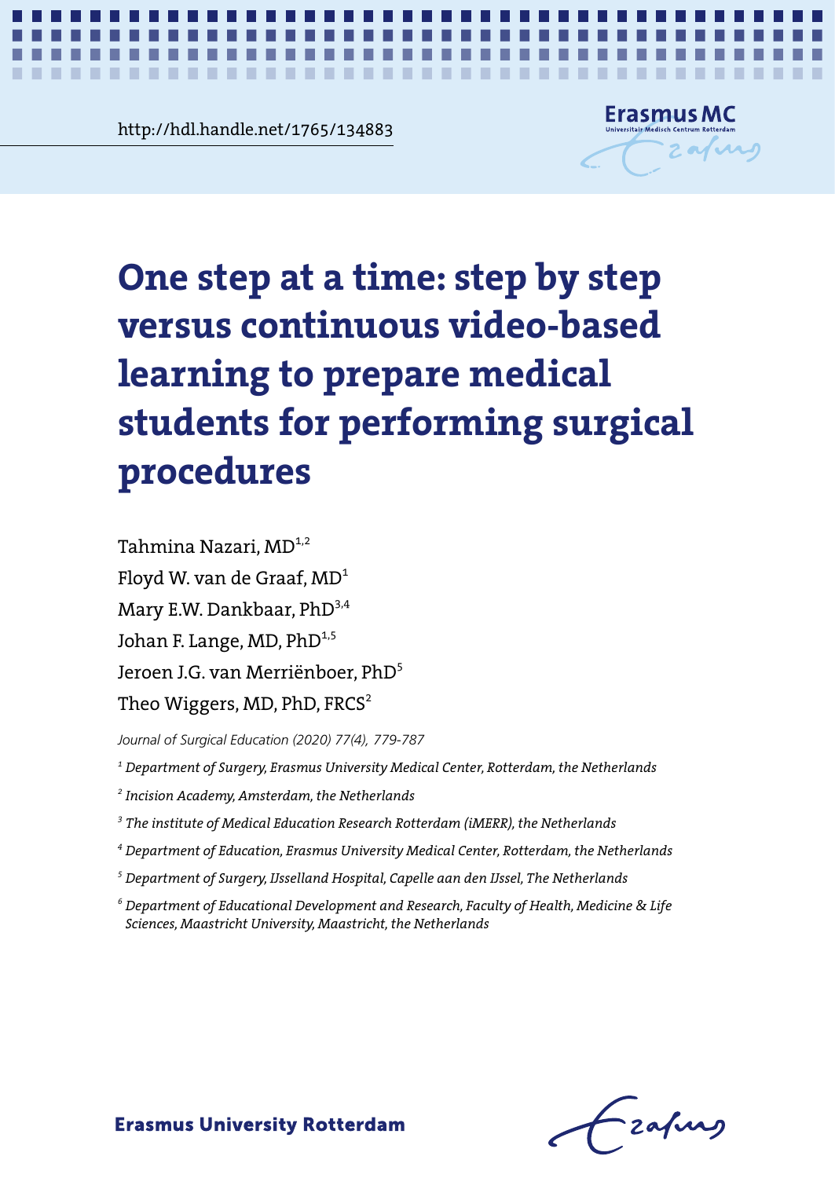http://hdl.handle.net/1765/134883

# One step at a time: step by step versus continuous video-based learning to prepare medical students for performing surgical procedures

Tahmina Nazari, MD[1,2]

Floyd W. van de Graaf, MD[1]

Mary E.W. Dankbaar, PhD[3,4]

Johan F. Lange, MD, PhD[1,5]

Jeroen J.G. van Merriënboer, PhD[5]

Theo Wiggers, MD, PhD, FRCS[2]

*Journal of Surgical Education (2020) 77(4), 779-787*

*[1] Department of Surgery, Erasmus University Medical Center, Rotterdam, the Netherlands*

*[2] Incision Academy, Amsterdam, the Netherlands*

*[3] The institute of Medical Education Research Rotterdam (iMERR), the Netherlands*

*[4] Department of Education, Erasmus University Medical Center, Rotterdam, the Netherlands*

*[5] Department of Surgery, IJsselland Hospital, Capelle aan den IJssel, The Netherlands*

*[6] Department of Educational Development and Research, Faculty of Health, Medicine & Life Sciences, Maastricht University, Maastricht, the Netherlands*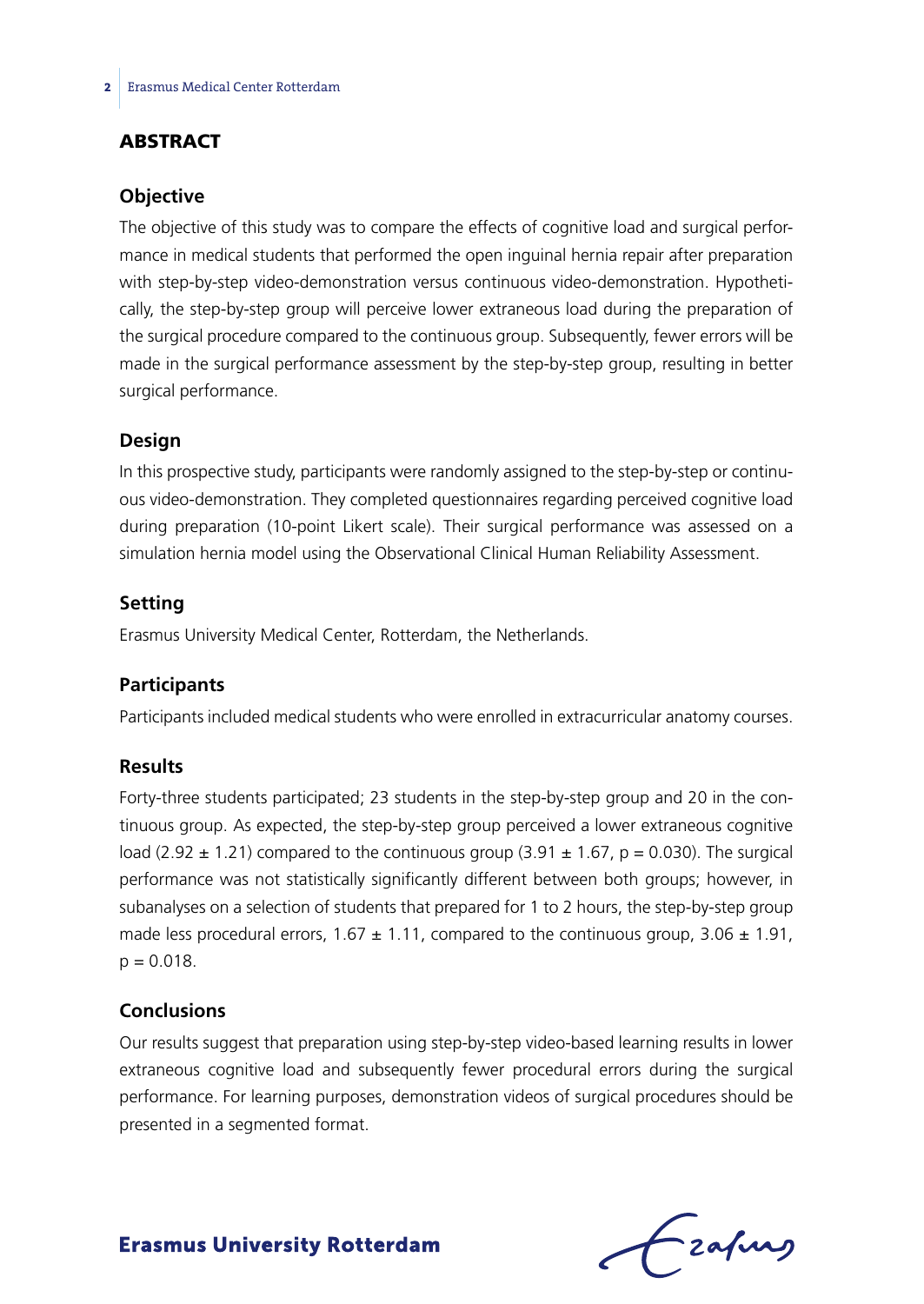## ABSTRACT

### Objective

The objective of this study was to compare the effects of cognitive load and surgical performance in medical students that performed the open inguinal hernia repair after preparation with step-by-step video-demonstration versus continuous video-demonstration. Hypothetically, the step-by-step group will perceive lower extraneous load during the preparation of the surgical procedure compared to the continuous group. Subsequently, fewer errors will be made in the surgical performance assessment by the step-by-step group, resulting in better surgical performance.

### Design

In this prospective study, participants were randomly assigned to the step-by-step or continuous video-demonstration. They completed questionnaires regarding perceived cognitive load during preparation (10-point Likert scale). Their surgical performance was assessed on a simulation hernia model using the Observational Clinical Human Reliability Assessment.

### Setting

Erasmus University Medical Center, Rotterdam, the Netherlands.

### Participants

Participants included medical students who were enrolled in extracurricular anatomy courses.

### Results

Forty-three students participated; 23 students in the step-by-step group and 20 in the continuous group. As expected, the step-by-step group perceived a lower extraneous cognitive load ($2.92 \pm 1.21$) compared to the continuous group ($3.91 \pm 1.67$, $p = 0.030$). The surgical performance was not statistically significantly different between both groups; however, in subanalyses on a selection of students that prepared for 1 to 2 hours, the step-by-step group made less procedural errors, $1.67 \pm 1.11$, compared to the continuous group, $3.06 \pm 1.91$, $p = 0.018$.

### Conclusions

Our results suggest that preparation using step-by-step video-based learning results in lower extraneous cognitive load and subsequently fewer procedural errors during the surgical performance. For learning purposes, demonstration videos of surgical procedures should be presented in a segmented format.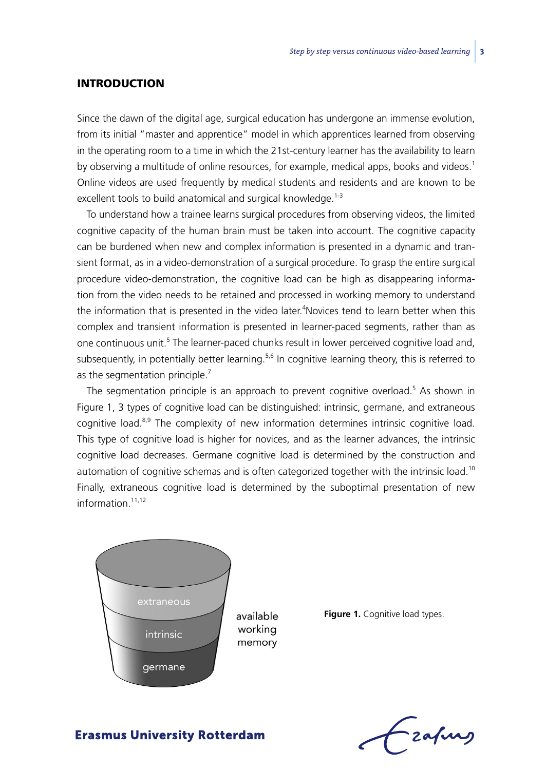## INTRODUCTION

Since the dawn of the digital age, surgical education has undergone an immense evolution, from its initial "master and apprentice" model in which apprentices learned from observing in the operating room to a time in which the 21st-century learner has the availability to learn by observing a multitude of online resources, for example, medical apps, books and videos.[1] Online videos are used frequently by medical students and residents and are known to be excellent tools to build anatomical and surgical knowledge.[1-3]

To understand how a trainee learns surgical procedures from observing videos, the limited cognitive capacity of the human brain must be taken into account. The cognitive capacity can be burdened when new and complex information is presented in a dynamic and transient format, as in a video-demonstration of a surgical procedure. To grasp the entire surgical procedure video-demonstration, the cognitive load can be high as disappearing information from the video needs to be retained and processed in working memory to understand the information that is presented in the video later.[4]Novices tend to learn better when this complex and transient information is presented in learner-paced segments, rather than as one continuous unit.[5] The learner-paced chunks result in lower perceived cognitive load and, subsequently, in potentially better learning.[5,6] In cognitive learning theory, this is referred to as the segmentation principle.[7]

The segmentation principle is an approach to prevent cognitive overload.[5] As shown in Figure 1, 3 types of cognitive load can be distinguished: intrinsic, germane, and extraneous cognitive load.[8,9] The complexity of new information determines intrinsic cognitive load. This type of cognitive load is higher for novices, and as the learner advances, the intrinsic cognitive load decreases. Germane cognitive load is determined by the construction and automation of cognitive schemas and is often categorized together with the intrinsic load.[10] Finally, extraneous cognitive load is determined by the suboptimal presentation of new information.[11,12]

extraneous

intrinsic

germane

available working memory

**Figure 1.** Cognitive load types.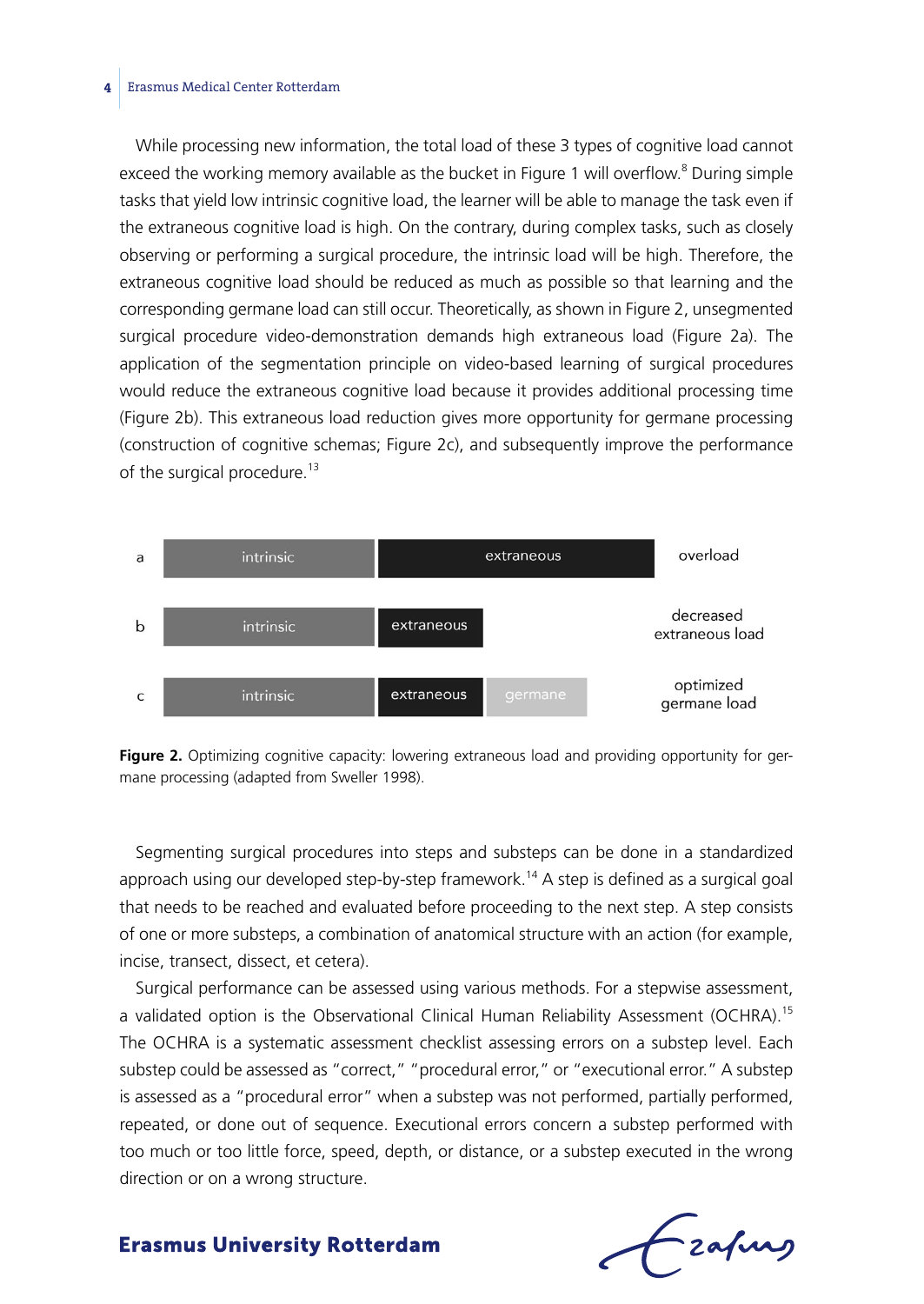While processing new information, the total load of these 3 types of cognitive load cannot exceed the working memory available as the bucket in Figure 1 will overflow.[8] During simple tasks that yield low intrinsic cognitive load, the learner will be able to manage the task even if the extraneous cognitive load is high. On the contrary, during complex tasks, such as closely observing or performing a surgical procedure, the intrinsic load will be high. Therefore, the extraneous cognitive load should be reduced as much as possible so that learning and the corresponding germane load can still occur. Theoretically, as shown in Figure 2, unsegmented surgical procedure video-demonstration demands high extraneous load (Figure 2a). The application of the segmentation principle on video-based learning of surgical procedures would reduce the extraneous cognitive load because it provides additional processing time (Figure 2b). This extraneous load reduction gives more opportunity for germane processing (construction of cognitive schemas; Figure 2c), and subsequently improve the performance of the surgical procedure.[13]

| | | | | |
|---|---|---|---|---|
| a | intrinsic | extraneous | | overload |
| b | intrinsic | extraneous | | decreased extraneous load |
| c | intrinsic | extraneous | germane | optimized germane load |

**Figure 2.** Optimizing cognitive capacity: lowering extraneous load and providing opportunity for germane processing (adapted from Sweller 1998).

Segmenting surgical procedures into steps and substeps can be done in a standardized approach using our developed step-by-step framework.[14] A step is defined as a surgical goal that needs to be reached and evaluated before proceeding to the next step. A step consists of one or more substeps, a combination of anatomical structure with an action (for example, incise, transect, dissect, et cetera).

Surgical performance can be assessed using various methods. For a stepwise assessment, a validated option is the Observational Clinical Human Reliability Assessment (OCHRA).[15] The OCHRA is a systematic assessment checklist assessing errors on a substep level. Each substep could be assessed as "correct," "procedural error," or "executional error." A substep is assessed as a "procedural error" when a substep was not performed, partially performed, repeated, or done out of sequence. Executional errors concern a substep performed with too much or too little force, speed, depth, or distance, or a substep executed in the wrong direction or on a wrong structure.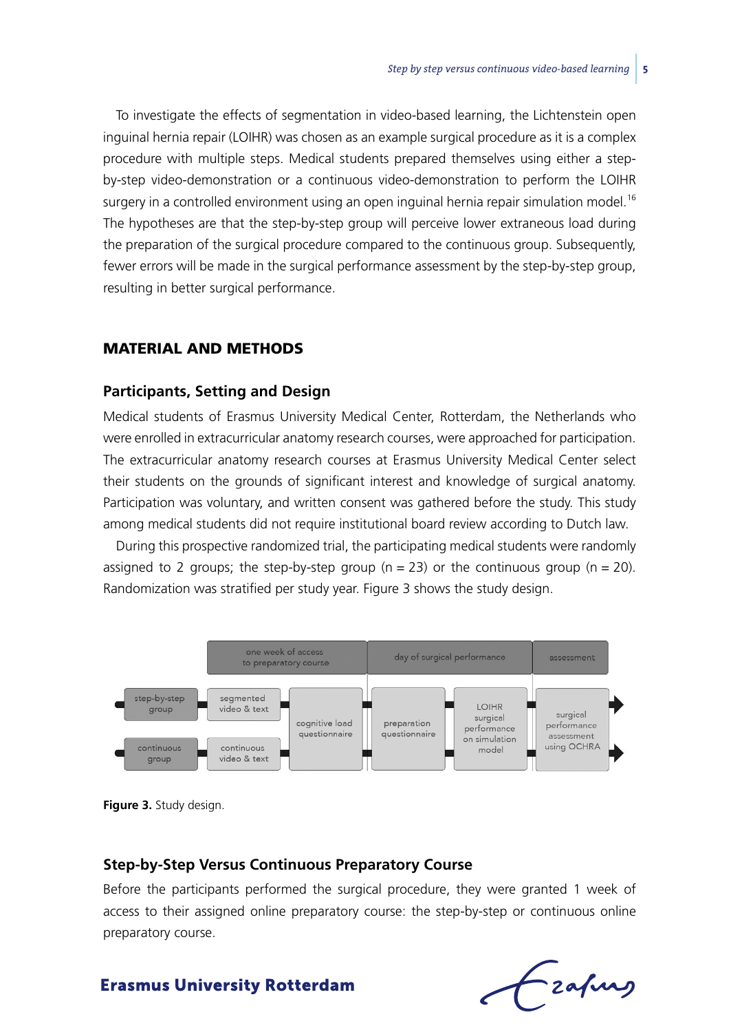To investigate the effects of segmentation in video-based learning, the Lichtenstein open inguinal hernia repair (LOIHR) was chosen as an example surgical procedure as it is a complex procedure with multiple steps. Medical students prepared themselves using either a step-by-step video-demonstration or a continuous video-demonstration to perform the LOIHR surgery in a controlled environment using an open inguinal hernia repair simulation model.[16] The hypotheses are that the step-by-step group will perceive lower extraneous load during the preparation of the surgical procedure compared to the continuous group. Subsequently, fewer errors will be made in the surgical performance assessment by the step-by-step group, resulting in better surgical performance.

## MATERIAL AND METHODS

### Participants, Setting and Design

Medical students of Erasmus University Medical Center, Rotterdam, the Netherlands who were enrolled in extracurricular anatomy research courses, were approached for participation. The extracurricular anatomy research courses at Erasmus University Medical Center select their students on the grounds of significant interest and knowledge of surgical anatomy. Participation was voluntary, and written consent was gathered before the study. This study among medical students did not require institutional board review according to Dutch law.

During this prospective randomized trial, the participating medical students were randomly assigned to 2 groups; the step-by-step group (n = 23) or the continuous group (n = 20). Randomization was stratified per study year. Figure 3 shows the study design.

**Figure 3.** Study design.

### Step-by-Step Versus Continuous Preparatory Course

Before the participants performed the surgical procedure, they were granted 1 week of access to their assigned online preparatory course: the step-by-step or continuous online preparatory course.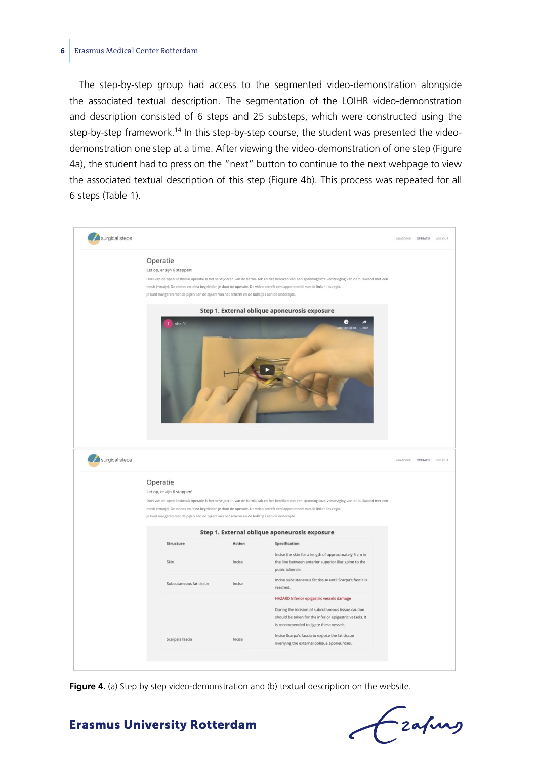The step-by-step group had access to the segmented video-demonstration alongside the associated textual description. The segmentation of the LOIHR video-demonstration and description consisted of 6 steps and 25 substeps, which were constructed using the step-by-step framework.[14] In this step-by-step course, the student was presented the video-demonstration one step at a time. After viewing the video-demonstration of one step (Figure 4a), the student had to press on the "next" button to continue to the next webpage to view the associated textual description of this step (Figure 4b). This process was repeated for all 6 steps (Table 1).

**Figure 4.** (a) Step by step video-demonstration and (b) textual description on the website.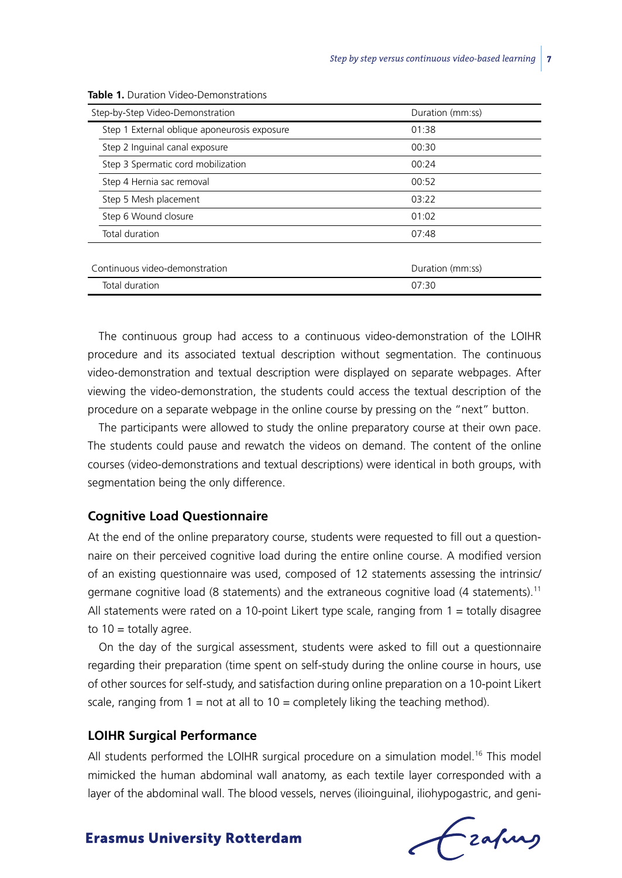**Table 1.** Duration Video-Demonstrations

| Step-by-Step Video-Demonstration | Duration (mm:ss) |
|---|---|
| Step 1 External oblique aponeurosis exposure | 01:38 |
| Step 2 Inguinal canal exposure | 00:30 |
| Step 3 Spermatic cord mobilization | 00:24 |
| Step 4 Hernia sac removal | 00:52 |
| Step 5 Mesh placement | 03:22 |
| Step 6 Wound closure | 01:02 |
| Total duration | 07:48 |
| | |
| **Continuous video-demonstration** | **Duration (mm:ss)** |
| Total duration | 07:30 |

The continuous group had access to a continuous video-demonstration of the LOIHR procedure and its associated textual description without segmentation. The continuous video-demonstration and textual description were displayed on separate webpages. After viewing the video-demonstration, the students could access the textual description of the procedure on a separate webpage in the online course by pressing on the "next" button.

The participants were allowed to study the online preparatory course at their own pace. The students could pause and rewatch the videos on demand. The content of the online courses (video-demonstrations and textual descriptions) were identical in both groups, with segmentation being the only difference.

### Cognitive Load Questionnaire

At the end of the online preparatory course, students were requested to fill out a questionnaire on their perceived cognitive load during the entire online course. A modified version of an existing questionnaire was used, composed of 12 statements assessing the intrinsic/germane cognitive load (8 statements) and the extraneous cognitive load (4 statements).[11] All statements were rated on a 10-point Likert type scale, ranging from 1 = totally disagree to 10 = totally agree.

On the day of the surgical assessment, students were asked to fill out a questionnaire regarding their preparation (time spent on self-study during the online course in hours, use of other sources for self-study, and satisfaction during online preparation on a 10-point Likert scale, ranging from 1 = not at all to 10 = completely liking the teaching method).

### LOIHR Surgical Performance

All students performed the LOIHR surgical procedure on a simulation model.[16] This model mimicked the human abdominal wall anatomy, as each textile layer corresponded with a layer of the abdominal wall. The blood vessels, nerves (ilioinguinal, iliohypogastric, and geni-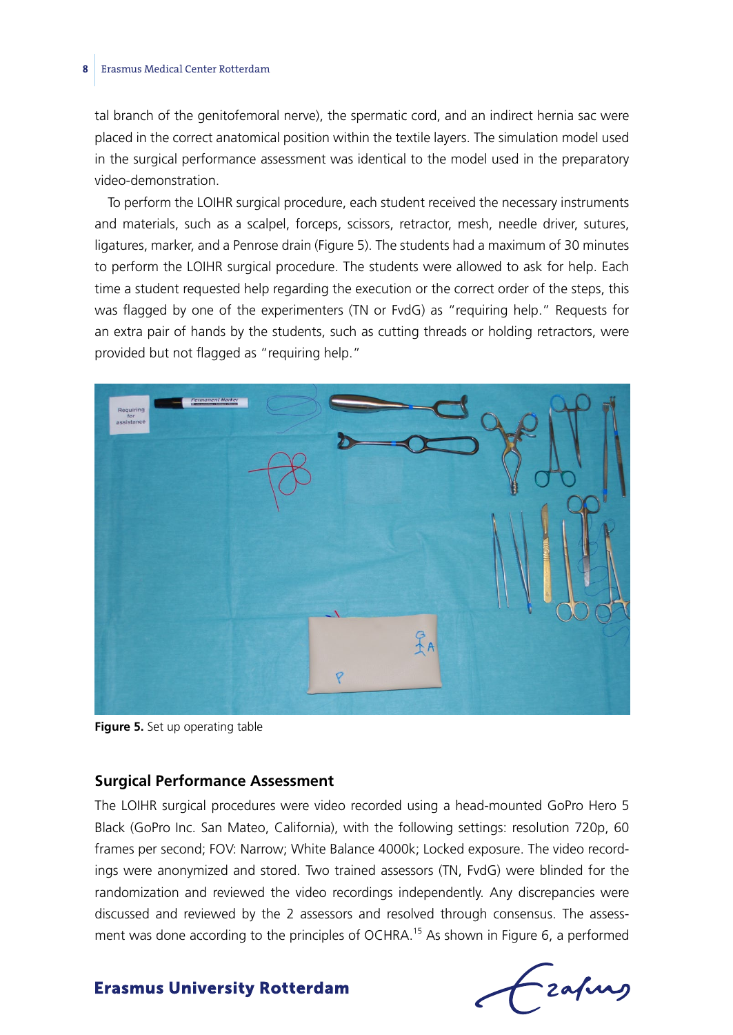tal branch of the genitofemoral nerve), the spermatic cord, and an indirect hernia sac were placed in the correct anatomical position within the textile layers. The simulation model used in the surgical performance assessment was identical to the model used in the preparatory video-demonstration.

To perform the LOIHR surgical procedure, each student received the necessary instruments and materials, such as a scalpel, forceps, scissors, retractor, mesh, needle driver, sutures, ligatures, marker, and a Penrose drain (Figure 5). The students had a maximum of 30 minutes to perform the LOIHR surgical procedure. The students were allowed to ask for help. Each time a student requested help regarding the execution or the correct order of the steps, this was flagged by one of the experimenters (TN or FvdG) as "requiring help." Requests for an extra pair of hands by the students, such as cutting threads or holding retractors, were provided but not flagged as "requiring help."

**Figure 5.** Set up operating table

## Surgical Performance Assessment

The LOIHR surgical procedures were video recorded using a head-mounted GoPro Hero 5 Black (GoPro Inc. San Mateo, California), with the following settings: resolution 720p, 60 frames per second; FOV: Narrow; White Balance 4000k; Locked exposure. The video recordings were anonymized and stored. Two trained assessors (TN, FvdG) were blinded for the randomization and reviewed the video recordings independently. Any discrepancies were discussed and reviewed by the 2 assessors and resolved through consensus. The assessment was done according to the principles of OCHRA.[15] As shown in Figure 6, a performed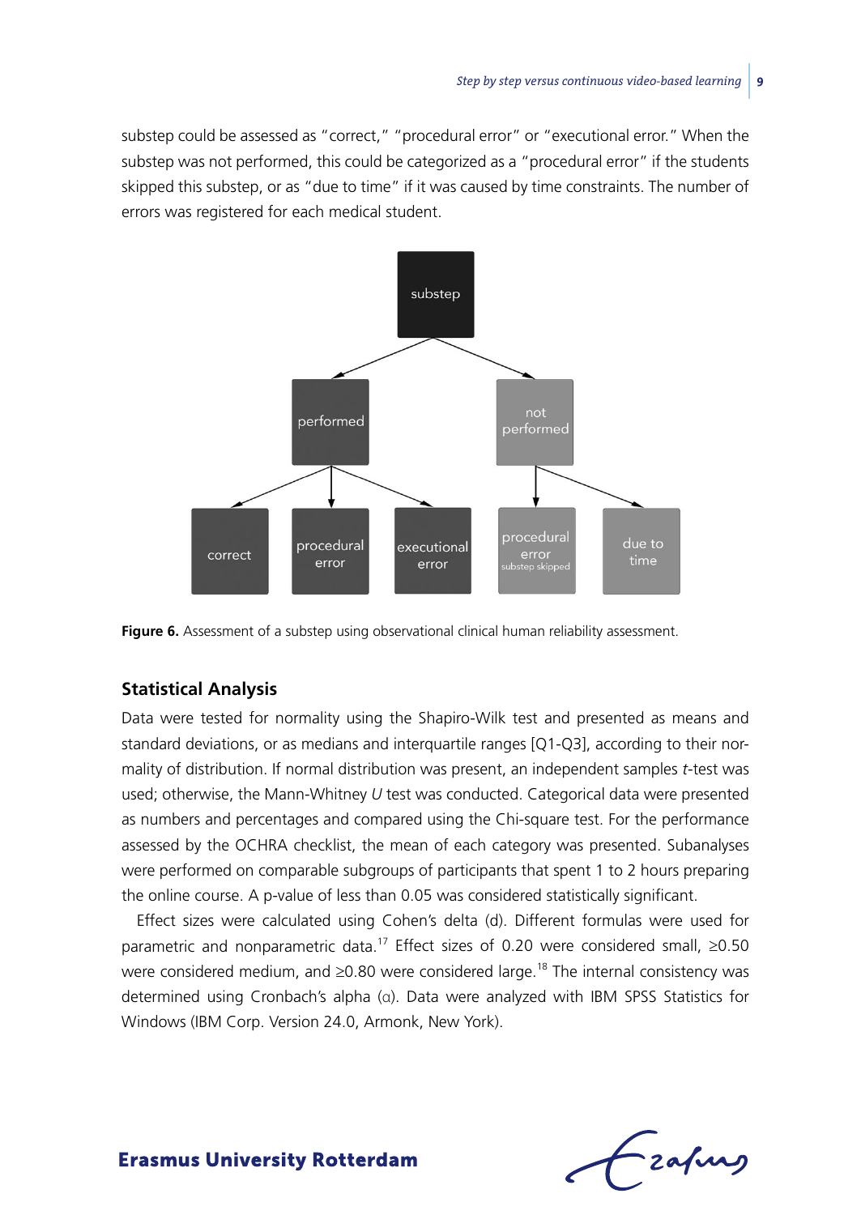substep could be assessed as "correct," "procedural error" or "executional error." When the substep was not performed, this could be categorized as a "procedural error" if the students skipped this substep, or as "due to time" if it was caused by time constraints. The number of errors was registered for each medical student.

**Figure 6.** Assessment of a substep using observational clinical human reliability assessment.

## Statistical Analysis

Data were tested for normality using the Shapiro-Wilk test and presented as means and standard deviations, or as medians and interquartile ranges [Q1-Q3], according to their normality of distribution. If normal distribution was present, an independent samples *t*-test was used; otherwise, the Mann-Whitney *U* test was conducted. Categorical data were presented as numbers and percentages and compared using the Chi-square test. For the performance assessed by the OCHRA checklist, the mean of each category was presented. Subanalyses were performed on comparable subgroups of participants that spent 1 to 2 hours preparing the online course. A p-value of less than 0.05 was considered statistically significant.

Effect sizes were calculated using Cohen's delta (d). Different formulas were used for parametric and nonparametric data.[17] Effect sizes of 0.20 were considered small, ≥0.50 were considered medium, and ≥0.80 were considered large.[18] The internal consistency was determined using Cronbach's alpha (α). Data were analyzed with IBM SPSS Statistics for Windows (IBM Corp. Version 24.0, Armonk, New York).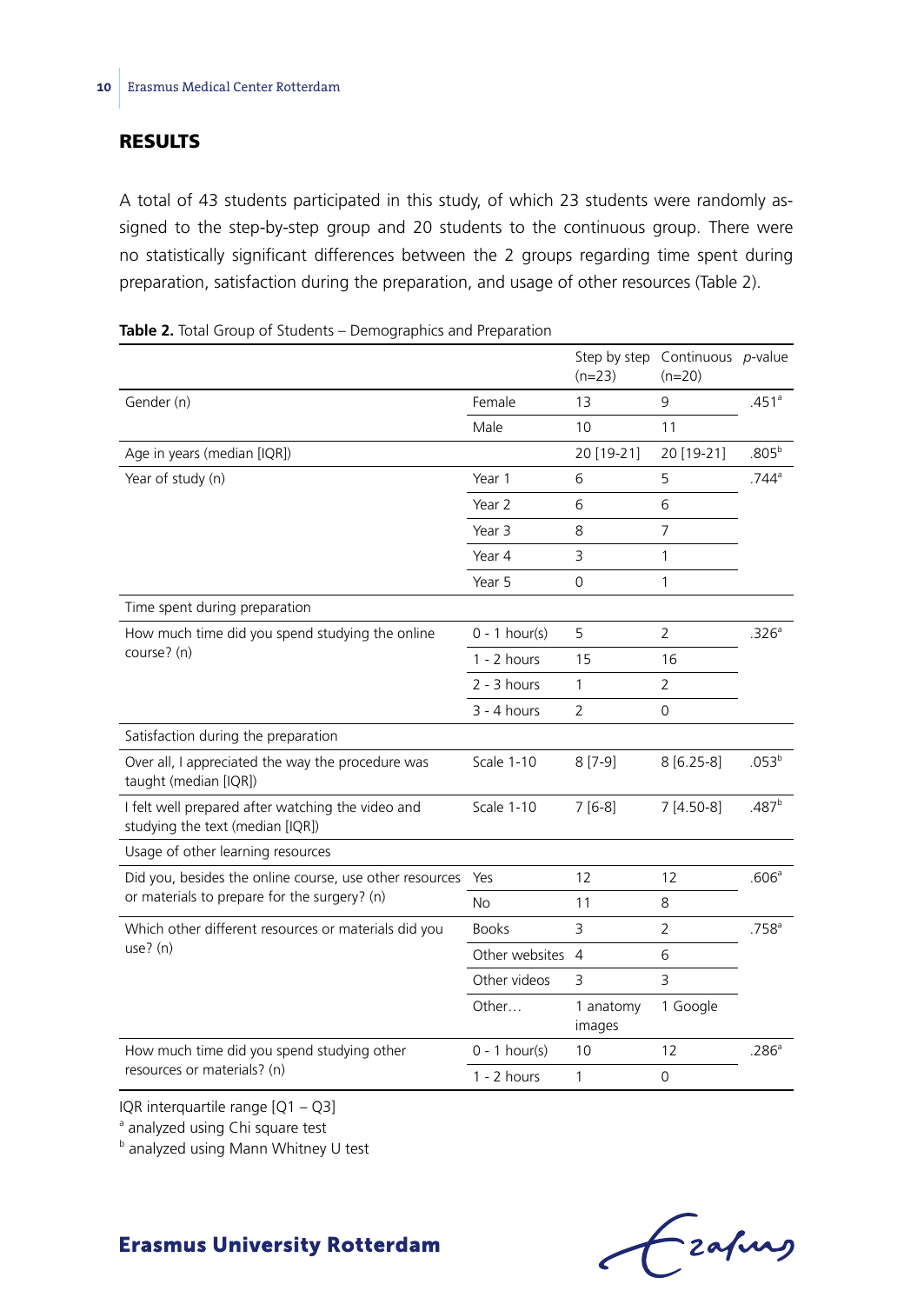## RESULTS

A total of 43 students participated in this study, of which 23 students were randomly assigned to the step-by-step group and 20 students to the continuous group. There were no statistically significant differences between the 2 groups regarding time spent during preparation, satisfaction during the preparation, and usage of other resources (Table 2).

**Table 2.** Total Group of Students – Demographics and Preparation

| | | Step by step (n=23) | Continuous (n=20) | *p*-value |
|---|---|---|---|---|
| Gender (n) | Female | 13 | 9 | .451[a] |
| | Male | 10 | 11 | |
| Age in years (median [IQR]) | | 20 [19-21] | 20 [19-21] | .805[b] |
| Year of study (n) | Year 1 | 6 | 5 | .744[a] |
| | Year 2 | 6 | 6 | |
| | Year 3 | 8 | 7 | |
| | Year 4 | 3 | 1 | |
| | Year 5 | 0 | 1 | |
| Time spent during preparation | | | | |
| How much time did you spend studying the online course? (n) | 0 - 1 hour(s) | 5 | 2 | .326[a] |
| | 1 - 2 hours | 15 | 16 | |
| | 2 - 3 hours | 1 | 2 | |
| | 3 - 4 hours | 2 | 0 | |
| Satisfaction during the preparation | | | | |
| Over all, I appreciated the way the procedure was taught (median [IQR]) | Scale 1-10 | 8 [7-9] | 8 [6.25-8] | .053[b] |
| I felt well prepared after watching the video and studying the text (median [IQR]) | Scale 1-10 | 7 [6-8] | 7 [4.50-8] | .487[b] |
| Usage of other learning resources | | | | |
| Did you, besides the online course, use other resources or materials to prepare for the surgery? (n) | Yes | 12 | 12 | .606[a] |
| | No | 11 | 8 | |
| Which other different resources or materials did you use? (n) | Books | 3 | 2 | .758[a] |
| | Other websites | 4 | 6 | |
| | Other videos | 3 | 3 | |
| | Other… | 1 anatomy images | 1 Google | |
| How much time did you spend studying other resources or materials? (n) | 0 - 1 hour(s) | 10 | 12 | .286[a] |
| | 1 - 2 hours | 1 | 0 | |

IQR interquartile range [Q1 – Q3]

[a] analyzed using Chi square test

[b] analyzed using Mann Whitney U test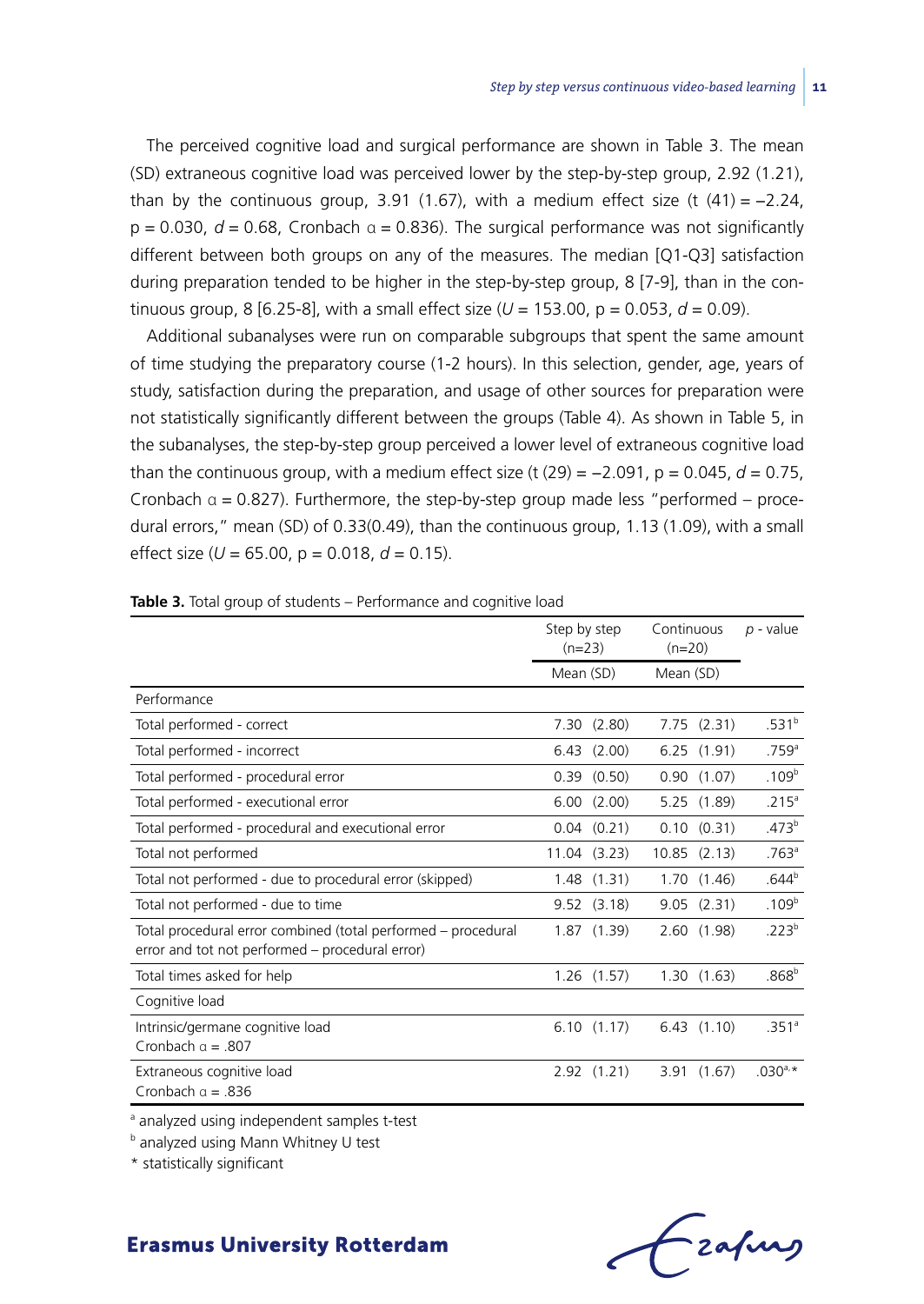The perceived cognitive load and surgical performance are shown in Table 3. The mean (SD) extraneous cognitive load was perceived lower by the step-by-step group, 2.92 (1.21), than by the continuous group, 3.91 (1.67), with a medium effect size ($t\ (41) = -2.24$, $p = 0.030$, $d = 0.68$, Cronbach $\alpha = 0.836$). The surgical performance was not significantly different between both groups on any of the measures. The median [Q1-Q3] satisfaction during preparation tended to be higher in the step-by-step group, 8 [7-9], than in the continuous group, 8 [6.25-8], with a small effect size ($U = 153.00$, $p = 0.053$, $d = 0.09$).

Additional subanalyses were run on comparable subgroups that spent the same amount of time studying the preparatory course (1-2 hours). In this selection, gender, age, years of study, satisfaction during the preparation, and usage of other sources for preparation were not statistically significantly different between the groups (Table 4). As shown in Table 5, in the subanalyses, the step-by-step group perceived a lower level of extraneous cognitive load than the continuous group, with a medium effect size ($t\ (29) = -2.091$, $p = 0.045$, $d = 0.75$, Cronbach $\alpha = 0.827$). Furthermore, the step-by-step group made less "performed – procedural errors," mean (SD) of 0.33(0.49), than the continuous group, 1.13 (1.09), with a small effect size ($U = 65.00$, $p = 0.018$, $d = 0.15$).

**Table 3.** Total group of students – Performance and cognitive load

| | Step by step (n=23) | Continuous (n=20) | *p* - value |
|---|---|---|---|
| | Mean (SD) | Mean (SD) | |
| Performance | | | |
| Total performed - correct | 7.30 (2.80) | 7.75 (2.31) | .531[b] |
| Total performed - incorrect | 6.43 (2.00) | 6.25 (1.91) | .759[a] |
| Total performed - procedural error | 0.39 (0.50) | 0.90 (1.07) | .109[b] |
| Total performed - executional error | 6.00 (2.00) | 5.25 (1.89) | .215[a] |
| Total performed - procedural and executional error | 0.04 (0.21) | 0.10 (0.31) | .473[b] |
| Total not performed | 11.04 (3.23) | 10.85 (2.13) | .763[a] |
| Total not performed - due to procedural error (skipped) | 1.48 (1.31) | 1.70 (1.46) | .644[b] |
| Total not performed - due to time | 9.52 (3.18) | 9.05 (2.31) | .109[b] |
| Total procedural error combined (total performed – procedural error and tot not performed – procedural error) | 1.87 (1.39) | 2.60 (1.98) | .223[b] |
| Total times asked for help | 1.26 (1.57) | 1.30 (1.63) | .868[b] |
| Cognitive load | | | |
| Intrinsic/germane cognitive load Cronbach $\alpha$ = .807 | 6.10 (1.17) | 6.43 (1.10) | .351[a] |
| Extraneous cognitive load Cronbach $\alpha$ = .836 | 2.92 (1.21) | 3.91 (1.67) | .030[a,*] |

[a] analyzed using independent samples t-test

[b] analyzed using Mann Whitney U test

* statistically significant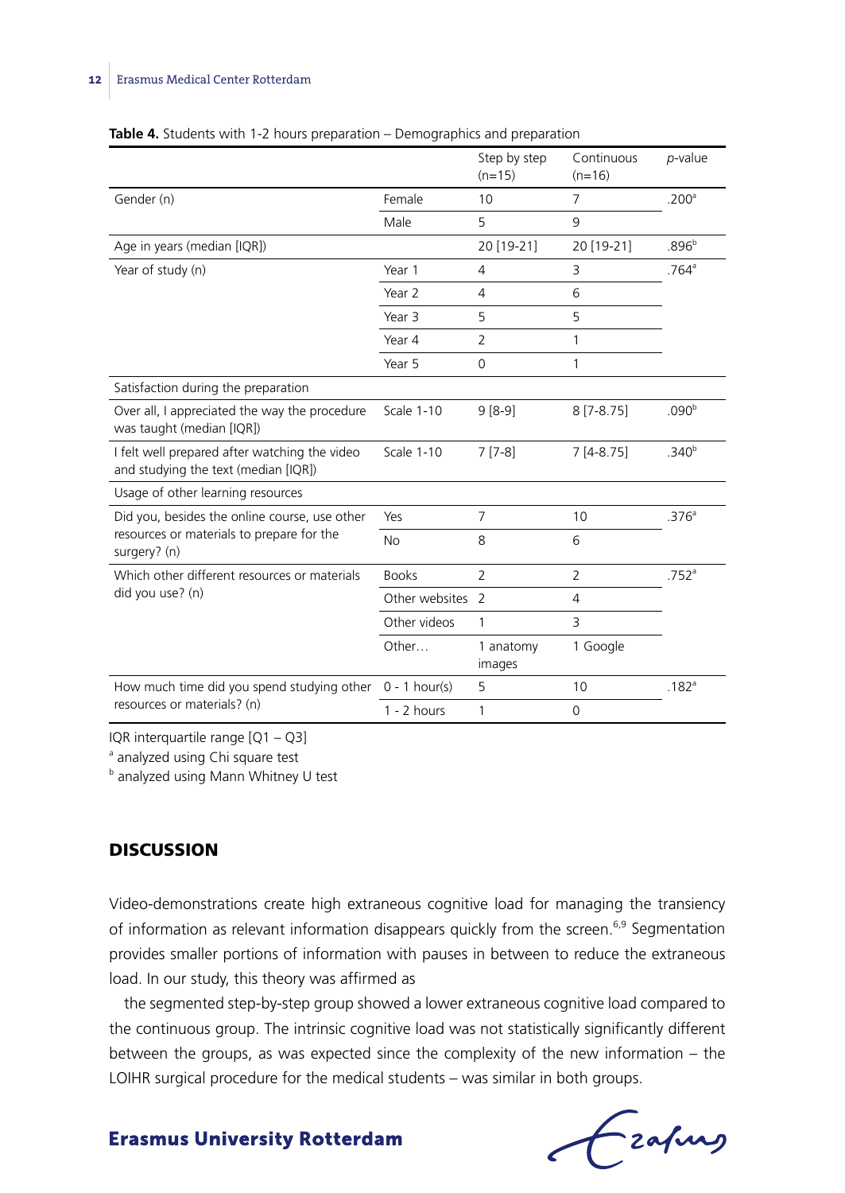**Table 4.** Students with 1-2 hours preparation – Demographics and preparation

| | | Step by step (n=15) | Continuous (n=16) | *p*-value |
|---|---|---|---|---|
| Gender (n) | Female | 10 | 7 | .200[a] |
| | Male | 5 | 9 | |
| Age in years (median [IQR]) | | 20 [19-21] | 20 [19-21] | .896[b] |
| Year of study (n) | Year 1 | 4 | 3 | .764[a] |
| | Year 2 | 4 | 6 | |
| | Year 3 | 5 | 5 | |
| | Year 4 | 2 | 1 | |
| | Year 5 | 0 | 1 | |
| Satisfaction during the preparation | | | | |
| Over all, I appreciated the way the procedure was taught (median [IQR]) | Scale 1-10 | 9 [8-9] | 8 [7-8.75] | .090[b] |
| I felt well prepared after watching the video and studying the text (median [IQR]) | Scale 1-10 | 7 [7-8] | 7 [4-8.75] | .340[b] |
| Usage of other learning resources | | | | |
| Did you, besides the online course, use other resources or materials to prepare for the surgery? (n) | Yes | 7 | 10 | .376[a] |
| | No | 8 | 6 | |
| Which other different resources or materials did you use? (n) | Books | 2 | 2 | .752[a] |
| | Other websites | 2 | 4 | |
| | Other videos | 1 | 3 | |
| | Other… | 1 anatomy images | 1 Google | |
| How much time did you spend studying other resources or materials? (n) | 0 - 1 hour(s) | 5 | 10 | .182[a] |
| | 1 - 2 hours | 1 | 0 | |

IQR interquartile range [Q1 – Q3]

[a] analyzed using Chi square test

[b] analyzed using Mann Whitney U test

## DISCUSSION

Video-demonstrations create high extraneous cognitive load for managing the transiency of information as relevant information disappears quickly from the screen.[6,9] Segmentation provides smaller portions of information with pauses in between to reduce the extraneous load. In our study, this theory was affirmed as

the segmented step-by-step group showed a lower extraneous cognitive load compared to the continuous group. The intrinsic cognitive load was not statistically significantly different between the groups, as was expected since the complexity of the new information – the LOIHR surgical procedure for the medical students – was similar in both groups.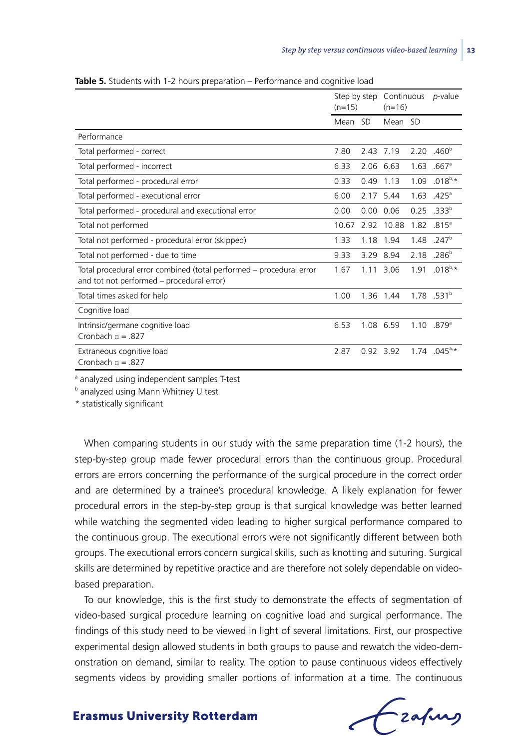**Table 5.** Students with 1-2 hours preparation – Performance and cognitive load

| | Step by step (n=15) | | Continuous (n=16) | | *p*-value |
|---|---|---|---|---|---|
| | Mean | SD | Mean | SD | |
| Performance | | | | | |
| Total performed - correct | 7.80 | 2.43 | 7.19 | 2.20 | .460[b] |
| Total performed - incorrect | 6.33 | 2.06 | 6.63 | 1.63 | .667[a] |
| Total performed - procedural error | 0.33 | 0.49 | 1.13 | 1.09 | .018[b,*] |
| Total performed - executional error | 6.00 | 2.17 | 5.44 | 1.63 | .425[a] |
| Total performed - procedural and executional error | 0.00 | 0.00 | 0.06 | 0.25 | .333[b] |
| Total not performed | 10.67 | 2.92 | 10.88 | 1.82 | .815[a] |
| Total not performed - procedural error (skipped) | 1.33 | 1.18 | 1.94 | 1.48 | .247[b] |
| Total not performed - due to time | 9.33 | 3.29 | 8.94 | 2.18 | .286[b] |
| Total procedural error combined (total performed – procedural error and tot not performed – procedural error) | 1.67 | 1.11 | 3.06 | 1.91 | .018[b,*] |
| Total times asked for help | 1.00 | 1.36 | 1.44 | 1.78 | .531[b] |
| Cognitive load | | | | | |
| Intrinsic/germane cognitive load Cronbach α = .827 | 6.53 | 1.08 | 6.59 | 1.10 | .879[a] |
| Extraneous cognitive load Cronbach α = .827 | 2.87 | 0.92 | 3.92 | 1.74 | .045[a,*] |

[a] analyzed using independent samples T-test
[b] analyzed using Mann Whitney U test
* statistically significant

When comparing students in our study with the same preparation time (1-2 hours), the step-by-step group made fewer procedural errors than the continuous group. Procedural errors are errors concerning the performance of the surgical procedure in the correct order and are determined by a trainee's procedural knowledge. A likely explanation for fewer procedural errors in the step-by-step group is that surgical knowledge was better learned while watching the segmented video leading to higher surgical performance compared to the continuous group. The executional errors were not significantly different between both groups. The executional errors concern surgical skills, such as knotting and suturing. Surgical skills are determined by repetitive practice and are therefore not solely dependable on video-based preparation.

To our knowledge, this is the first study to demonstrate the effects of segmentation of video-based surgical procedure learning on cognitive load and surgical performance. The findings of this study need to be viewed in light of several limitations. First, our prospective experimental design allowed students in both groups to pause and rewatch the video-demonstration on demand, similar to reality. The option to pause continuous videos effectively segments videos by providing smaller portions of information at a time. The continuous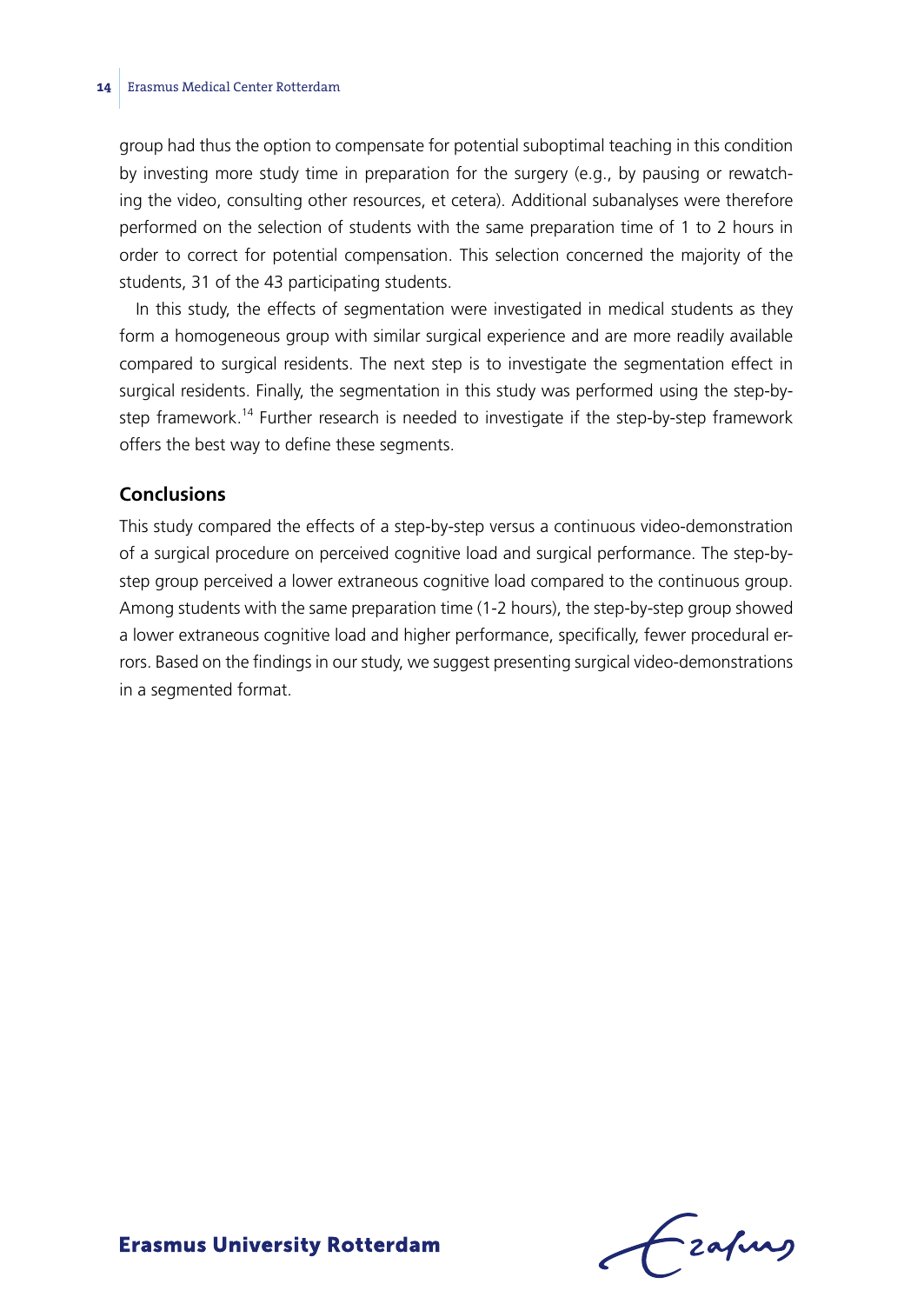group had thus the option to compensate for potential suboptimal teaching in this condition by investing more study time in preparation for the surgery (e.g., by pausing or rewatching the video, consulting other resources, et cetera). Additional subanalyses were therefore performed on the selection of students with the same preparation time of 1 to 2 hours in order to correct for potential compensation. This selection concerned the majority of the students, 31 of the 43 participating students.

In this study, the effects of segmentation were investigated in medical students as they form a homogeneous group with similar surgical experience and are more readily available compared to surgical residents. The next step is to investigate the segmentation effect in surgical residents. Finally, the segmentation in this study was performed using the step-by-step framework.[14] Further research is needed to investigate if the step-by-step framework offers the best way to define these segments.

## Conclusions

This study compared the effects of a step-by-step versus a continuous video-demonstration of a surgical procedure on perceived cognitive load and surgical performance. The step-by-step group perceived a lower extraneous cognitive load compared to the continuous group. Among students with the same preparation time (1-2 hours), the step-by-step group showed a lower extraneous cognitive load and higher performance, specifically, fewer procedural errors. Based on the findings in our study, we suggest presenting surgical video-demonstrations in a segmented format.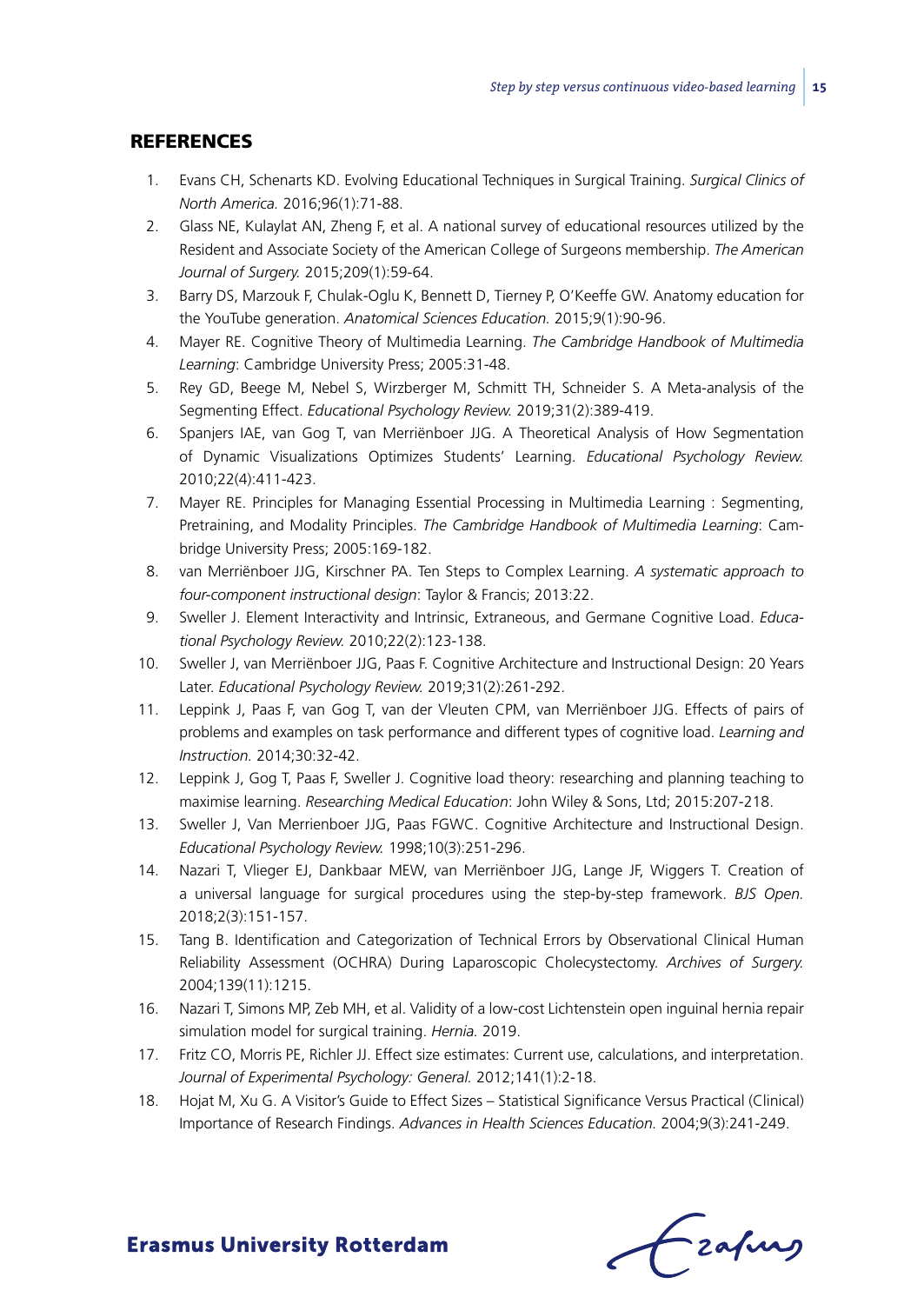## REFERENCES

1. Evans CH, Schenarts KD. Evolving Educational Techniques in Surgical Training. *Surgical Clinics of North America.* 2016;96(1):71-88.
2. Glass NE, Kulaylat AN, Zheng F, et al. A national survey of educational resources utilized by the Resident and Associate Society of the American College of Surgeons membership. *The American Journal of Surgery.* 2015;209(1):59-64.
3. Barry DS, Marzouk F, Chulak-Oglu K, Bennett D, Tierney P, O'Keeffe GW. Anatomy education for the YouTube generation. *Anatomical Sciences Education.* 2015;9(1):90-96.
4. Mayer RE. Cognitive Theory of Multimedia Learning. *The Cambridge Handbook of Multimedia Learning*: Cambridge University Press; 2005:31-48.
5. Rey GD, Beege M, Nebel S, Wirzberger M, Schmitt TH, Schneider S. A Meta-analysis of the Segmenting Effect. *Educational Psychology Review.* 2019;31(2):389-419.
6. Spanjers IAE, van Gog T, van Merriënboer JJG. A Theoretical Analysis of How Segmentation of Dynamic Visualizations Optimizes Students' Learning. *Educational Psychology Review.* 2010;22(4):411-423.
7. Mayer RE. Principles for Managing Essential Processing in Multimedia Learning : Segmenting, Pretraining, and Modality Principles. *The Cambridge Handbook of Multimedia Learning*: Cambridge University Press; 2005:169-182.
8. van Merriënboer JJG, Kirschner PA. Ten Steps to Complex Learning. *A systematic approach to four-component instructional design*: Taylor & Francis; 2013:22.
9. Sweller J. Element Interactivity and Intrinsic, Extraneous, and Germane Cognitive Load. *Educational Psychology Review.* 2010;22(2):123-138.
10. Sweller J, van Merriënboer JJG, Paas F. Cognitive Architecture and Instructional Design: 20 Years Later. *Educational Psychology Review.* 2019;31(2):261-292.
11. Leppink J, Paas F, van Gog T, van der Vleuten CPM, van Merriënboer JJG. Effects of pairs of problems and examples on task performance and different types of cognitive load. *Learning and Instruction.* 2014;30:32-42.
12. Leppink J, Gog T, Paas F, Sweller J. Cognitive load theory: researching and planning teaching to maximise learning. *Researching Medical Education*: John Wiley & Sons, Ltd; 2015:207-218.
13. Sweller J, Van Merrienboer JJG, Paas FGWC. Cognitive Architecture and Instructional Design. *Educational Psychology Review.* 1998;10(3):251-296.
14. Nazari T, Vlieger EJ, Dankbaar MEW, van Merriënboer JJG, Lange JF, Wiggers T. Creation of a universal language for surgical procedures using the step-by-step framework. *BJS Open.* 2018;2(3):151-157.
15. Tang B. Identification and Categorization of Technical Errors by Observational Clinical Human Reliability Assessment (OCHRA) During Laparoscopic Cholecystectomy. *Archives of Surgery.* 2004;139(11):1215.
16. Nazari T, Simons MP, Zeb MH, et al. Validity of a low-cost Lichtenstein open inguinal hernia repair simulation model for surgical training. *Hernia.* 2019.
17. Fritz CO, Morris PE, Richler JJ. Effect size estimates: Current use, calculations, and interpretation. *Journal of Experimental Psychology: General.* 2012;141(1):2-18.
18. Hojat M, Xu G. A Visitor's Guide to Effect Sizes – Statistical Significance Versus Practical (Clinical) Importance of Research Findings. *Advances in Health Sciences Education.* 2004;9(3):241-249.